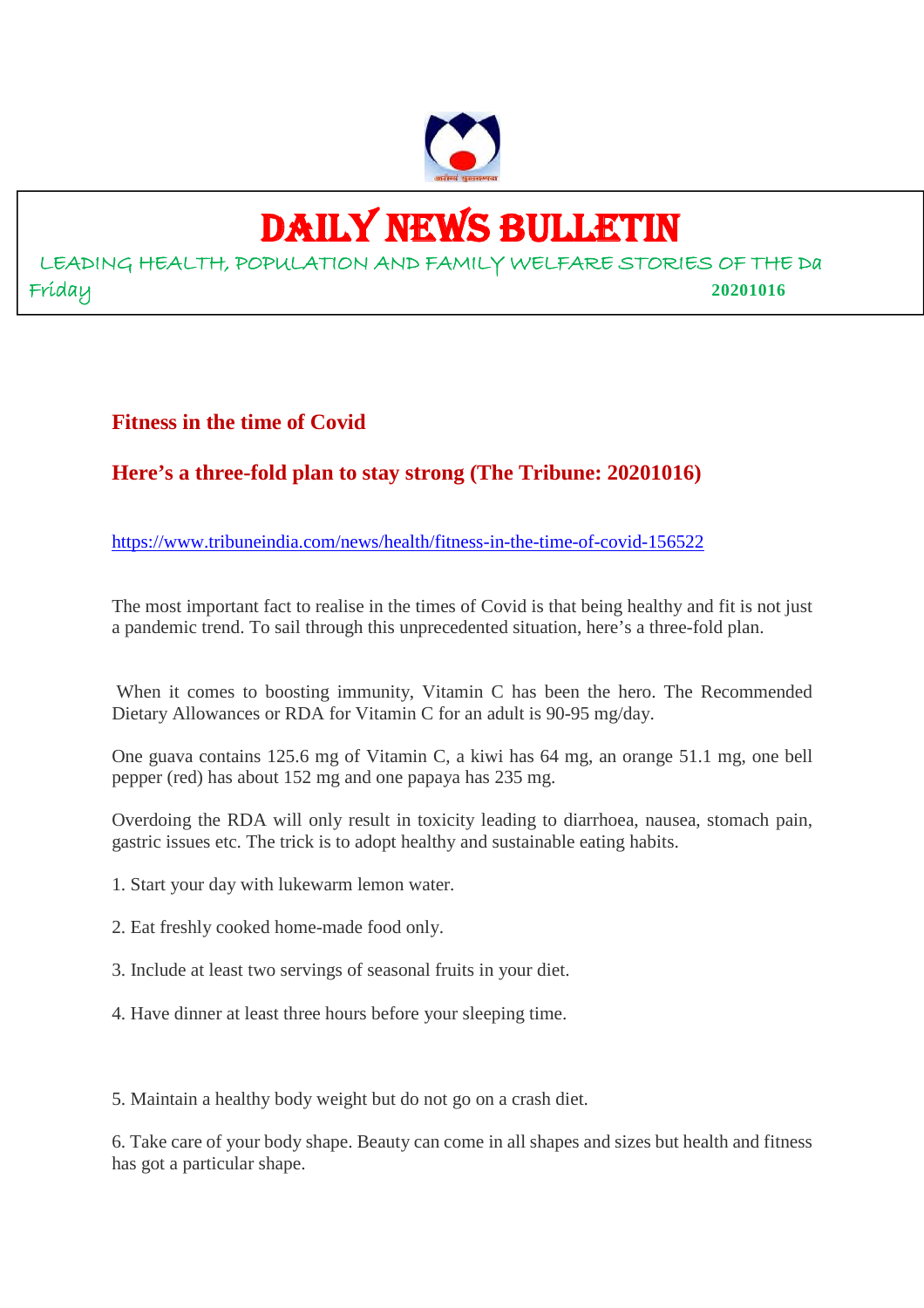# DAILY NEWS BULLETIN

LEADING HEALTH, POPULATION AND FAMILY WELFARE STORIES OF THE Da

Friday **20201016**

## Fitness in the time of Covid

## Here's a three-fold plan to stay strong (The Tribune: 20201016)

https://www.tribuneindia.com/news/health/fitness-in-the-time-of-covid-156522

The most important fact to realise in the times of Covid is that being healthy and fit is not just a pandemic trend. To sail through this unprecedented situation, here's a three-fold plan.

When it comes to boosting immunity, Vitamin C has been the hero. The Recommended Dietary Allowances or RDA for Vitamin C for an adult is 90-95 mg/day.

One guava contains 125.6 mg of Vitamin C, a kiwi has 64 mg, an orange 51.1 mg, one bell pepper (red) has about 152 mg and one papaya has 235 mg.

Overdoing the RDA will only result in toxicity leading to diarrhoea, nausea, stomach pain, gastric issues etc. The trick is to adopt healthy and sustainable eating habits.

1. Start your day with lukewarm lemon water.

2. Eat freshly cooked home-made food only.

3. Include at least two servings of seasonal fruits in your diet.

4. Have dinner at least three hours before your sleeping time.

5. Maintain a healthy body weight but do not go on a crash diet.

6. Take care of your body shape. Beauty can come in all shapes and sizes but health and fitness has got a particular shape.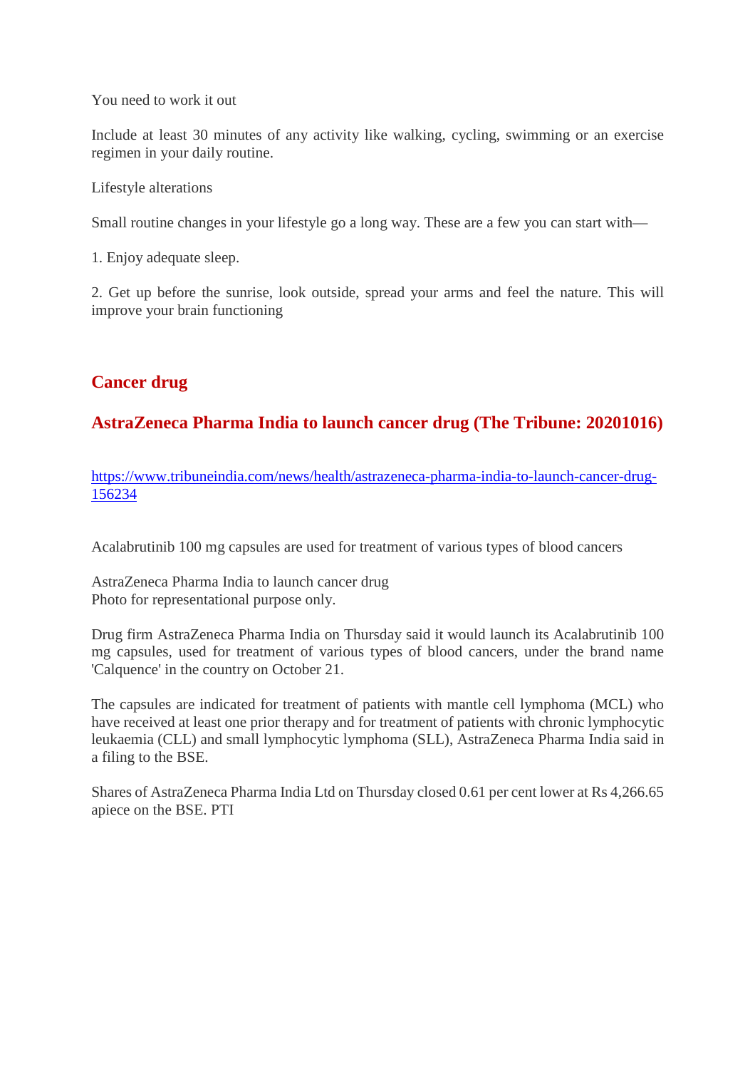You need to work it out

Include at least 30 minutes of any activity like walking, cycling, swimming or an exercise regimen in your daily routine.

Lifestyle alterations

Small routine changes in your lifestyle go a long way. These are a few you can start with—

1. Enjoy adequate sleep.

2. Get up before the sunrise, look outside, spread your arms and feel the nature. This will improve your brain functioning

## Cancer drug

## AstraZeneca Pharma India to launch cancer drug (The Tribune: 20201016)

https://www.tribuneindia.com/news/health/astrazeneca-pharma-india-to-launch-cancer-drug-156234

Acalabrutinib 100 mg capsules are used for treatment of various types of blood cancers

AstraZeneca Pharma India to launch cancer drug
Photo for representational purpose only.

Drug firm AstraZeneca Pharma India on Thursday said it would launch its Acalabrutinib 100 mg capsules, used for treatment of various types of blood cancers, under the brand name 'Calquence' in the country on October 21.

The capsules are indicated for treatment of patients with mantle cell lymphoma (MCL) who have received at least one prior therapy and for treatment of patients with chronic lymphocytic leukaemia (CLL) and small lymphocytic lymphoma (SLL), AstraZeneca Pharma India said in a filing to the BSE.

Shares of AstraZeneca Pharma India Ltd on Thursday closed 0.61 per cent lower at Rs 4,266.65 apiece on the BSE. PTI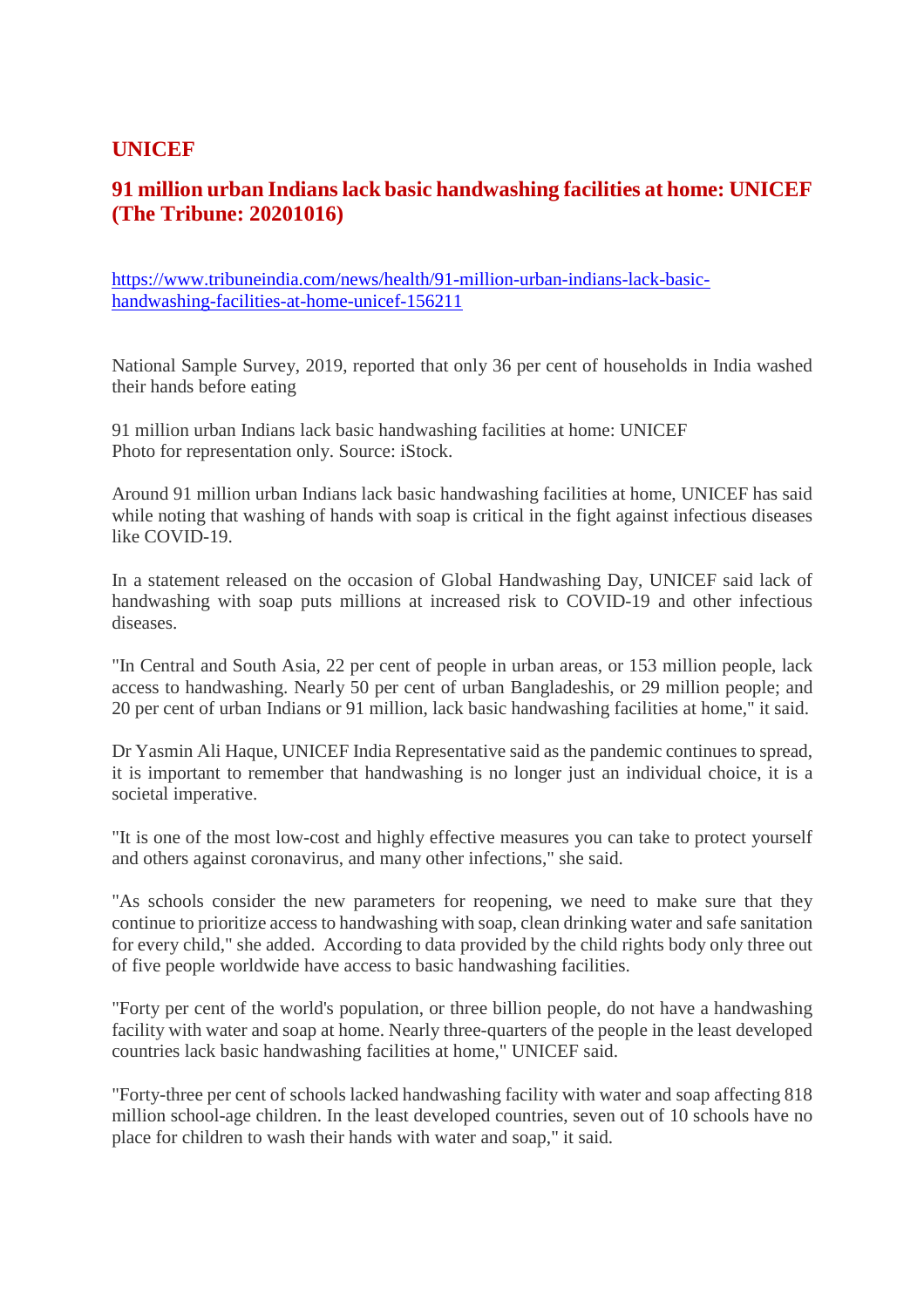## UNICEF

## 91 million urban Indians lack basic handwashing facilities at home: UNICEF (The Tribune: 20201016)

https://www.tribuneindia.com/news/health/91-million-urban-indians-lack-basic-handwashing-facilities-at-home-unicef-156211

National Sample Survey, 2019, reported that only 36 per cent of households in India washed their hands before eating

91 million urban Indians lack basic handwashing facilities at home: UNICEF
Photo for representation only. Source: iStock.

Around 91 million urban Indians lack basic handwashing facilities at home, UNICEF has said while noting that washing of hands with soap is critical in the fight against infectious diseases like COVID-19.

In a statement released on the occasion of Global Handwashing Day, UNICEF said lack of handwashing with soap puts millions at increased risk to COVID-19 and other infectious diseases.

"In Central and South Asia, 22 per cent of people in urban areas, or 153 million people, lack access to handwashing. Nearly 50 per cent of urban Bangladeshis, or 29 million people; and 20 per cent of urban Indians or 91 million, lack basic handwashing facilities at home," it said.

Dr Yasmin Ali Haque, UNICEF India Representative said as the pandemic continues to spread, it is important to remember that handwashing is no longer just an individual choice, it is a societal imperative.

"It is one of the most low-cost and highly effective measures you can take to protect yourself and others against coronavirus, and many other infections," she said.

"As schools consider the new parameters for reopening, we need to make sure that they continue to prioritize access to handwashing with soap, clean drinking water and safe sanitation for every child," she added. According to data provided by the child rights body only three out of five people worldwide have access to basic handwashing facilities.

"Forty per cent of the world's population, or three billion people, do not have a handwashing facility with water and soap at home. Nearly three-quarters of the people in the least developed countries lack basic handwashing facilities at home," UNICEF said.

"Forty-three per cent of schools lacked handwashing facility with water and soap affecting 818 million school-age children. In the least developed countries, seven out of 10 schools have no place for children to wash their hands with water and soap," it said.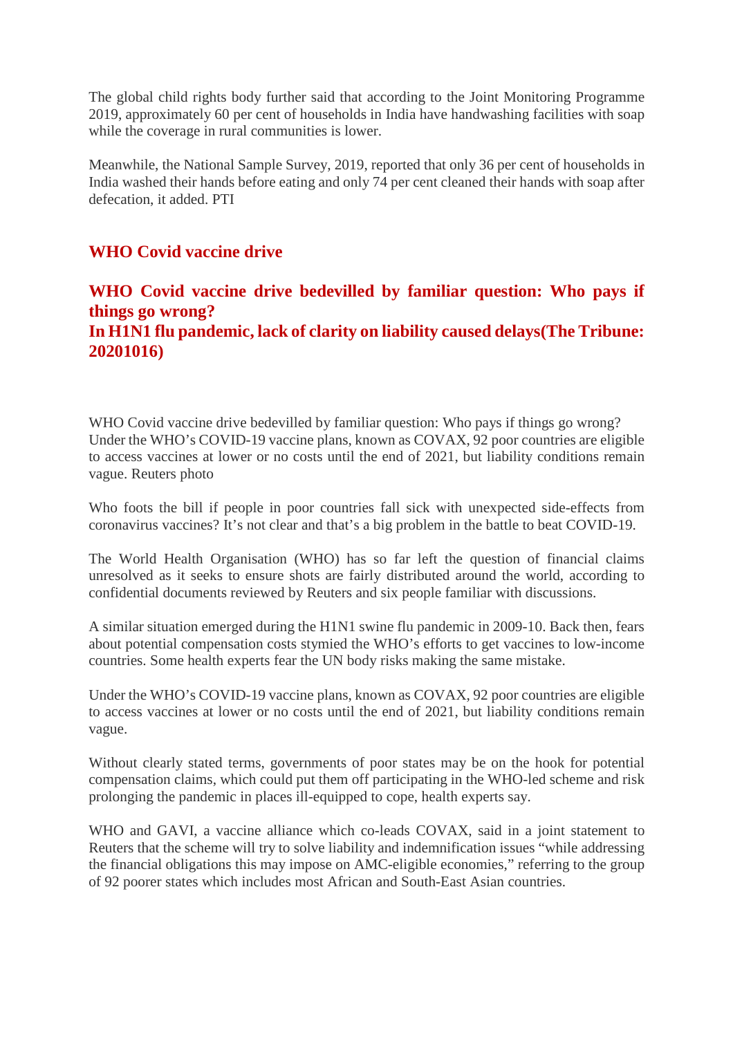The global child rights body further said that according to the Joint Monitoring Programme 2019, approximately 60 per cent of households in India have handwashing facilities with soap while the coverage in rural communities is lower.

Meanwhile, the National Sample Survey, 2019, reported that only 36 per cent of households in India washed their hands before eating and only 74 per cent cleaned their hands with soap after defecation, it added. PTI

## WHO Covid vaccine drive

## WHO Covid vaccine drive bedevilled by familiar question: Who pays if things go wrong?
## In H1N1 flu pandemic, lack of clarity on liability caused delays(The Tribune: 20201016)

WHO Covid vaccine drive bedevilled by familiar question: Who pays if things go wrong? Under the WHO's COVID-19 vaccine plans, known as COVAX, 92 poor countries are eligible to access vaccines at lower or no costs until the end of 2021, but liability conditions remain vague. Reuters photo

Who foots the bill if people in poor countries fall sick with unexpected side-effects from coronavirus vaccines? It's not clear and that's a big problem in the battle to beat COVID-19.

The World Health Organisation (WHO) has so far left the question of financial claims unresolved as it seeks to ensure shots are fairly distributed around the world, according to confidential documents reviewed by Reuters and six people familiar with discussions.

A similar situation emerged during the H1N1 swine flu pandemic in 2009-10. Back then, fears about potential compensation costs stymied the WHO's efforts to get vaccines to low-income countries. Some health experts fear the UN body risks making the same mistake.

Under the WHO's COVID-19 vaccine plans, known as COVAX, 92 poor countries are eligible to access vaccines at lower or no costs until the end of 2021, but liability conditions remain vague.

Without clearly stated terms, governments of poor states may be on the hook for potential compensation claims, which could put them off participating in the WHO-led scheme and risk prolonging the pandemic in places ill-equipped to cope, health experts say.

WHO and GAVI, a vaccine alliance which co-leads COVAX, said in a joint statement to Reuters that the scheme will try to solve liability and indemnification issues "while addressing the financial obligations this may impose on AMC-eligible economies," referring to the group of 92 poorer states which includes most African and South-East Asian countries.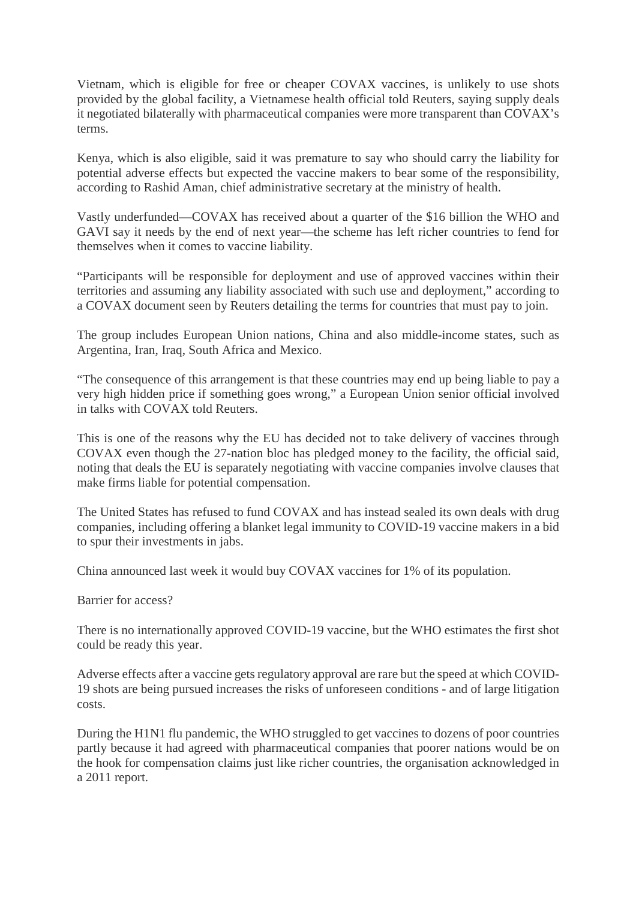Vietnam, which is eligible for free or cheaper COVAX vaccines, is unlikely to use shots provided by the global facility, a Vietnamese health official told Reuters, saying supply deals it negotiated bilaterally with pharmaceutical companies were more transparent than COVAX's terms.

Kenya, which is also eligible, said it was premature to say who should carry the liability for potential adverse effects but expected the vaccine makers to bear some of the responsibility, according to Rashid Aman, chief administrative secretary at the ministry of health.

Vastly underfunded—COVAX has received about a quarter of the $16 billion the WHO and GAVI say it needs by the end of next year—the scheme has left richer countries to fend for themselves when it comes to vaccine liability.

"Participants will be responsible for deployment and use of approved vaccines within their territories and assuming any liability associated with such use and deployment," according to a COVAX document seen by Reuters detailing the terms for countries that must pay to join.

The group includes European Union nations, China and also middle-income states, such as Argentina, Iran, Iraq, South Africa and Mexico.

"The consequence of this arrangement is that these countries may end up being liable to pay a very high hidden price if something goes wrong," a European Union senior official involved in talks with COVAX told Reuters.

This is one of the reasons why the EU has decided not to take delivery of vaccines through COVAX even though the 27-nation bloc has pledged money to the facility, the official said, noting that deals the EU is separately negotiating with vaccine companies involve clauses that make firms liable for potential compensation.

The United States has refused to fund COVAX and has instead sealed its own deals with drug companies, including offering a blanket legal immunity to COVID-19 vaccine makers in a bid to spur their investments in jabs.

China announced last week it would buy COVAX vaccines for 1% of its population.

Barrier for access?

There is no internationally approved COVID-19 vaccine, but the WHO estimates the first shot could be ready this year.

Adverse effects after a vaccine gets regulatory approval are rare but the speed at which COVID-19 shots are being pursued increases the risks of unforeseen conditions - and of large litigation costs.

During the H1N1 flu pandemic, the WHO struggled to get vaccines to dozens of poor countries partly because it had agreed with pharmaceutical companies that poorer nations would be on the hook for compensation claims just like richer countries, the organisation acknowledged in a 2011 report.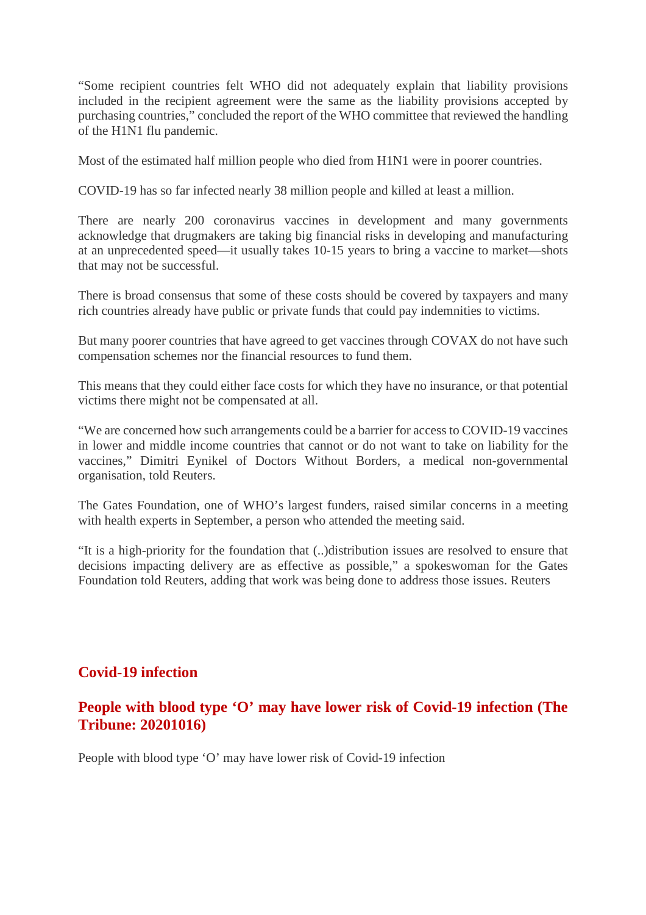"Some recipient countries felt WHO did not adequately explain that liability provisions included in the recipient agreement were the same as the liability provisions accepted by purchasing countries," concluded the report of the WHO committee that reviewed the handling of the H1N1 flu pandemic.

Most of the estimated half million people who died from H1N1 were in poorer countries.

COVID-19 has so far infected nearly 38 million people and killed at least a million.

There are nearly 200 coronavirus vaccines in development and many governments acknowledge that drugmakers are taking big financial risks in developing and manufacturing at an unprecedented speed—it usually takes 10-15 years to bring a vaccine to market—shots that may not be successful.

There is broad consensus that some of these costs should be covered by taxpayers and many rich countries already have public or private funds that could pay indemnities to victims.

But many poorer countries that have agreed to get vaccines through COVAX do not have such compensation schemes nor the financial resources to fund them.

This means that they could either face costs for which they have no insurance, or that potential victims there might not be compensated at all.

"We are concerned how such arrangements could be a barrier for access to COVID-19 vaccines in lower and middle income countries that cannot or do not want to take on liability for the vaccines," Dimitri Eynikel of Doctors Without Borders, a medical non-governmental organisation, told Reuters.

The Gates Foundation, one of WHO's largest funders, raised similar concerns in a meeting with health experts in September, a person who attended the meeting said.

"It is a high-priority for the foundation that (..)distribution issues are resolved to ensure that decisions impacting delivery are as effective as possible," a spokeswoman for the Gates Foundation told Reuters, adding that work was being done to address those issues. Reuters

## Covid-19 infection

### People with blood type 'O' may have lower risk of Covid-19 infection (The Tribune: 20201016)

People with blood type 'O' may have lower risk of Covid-19 infection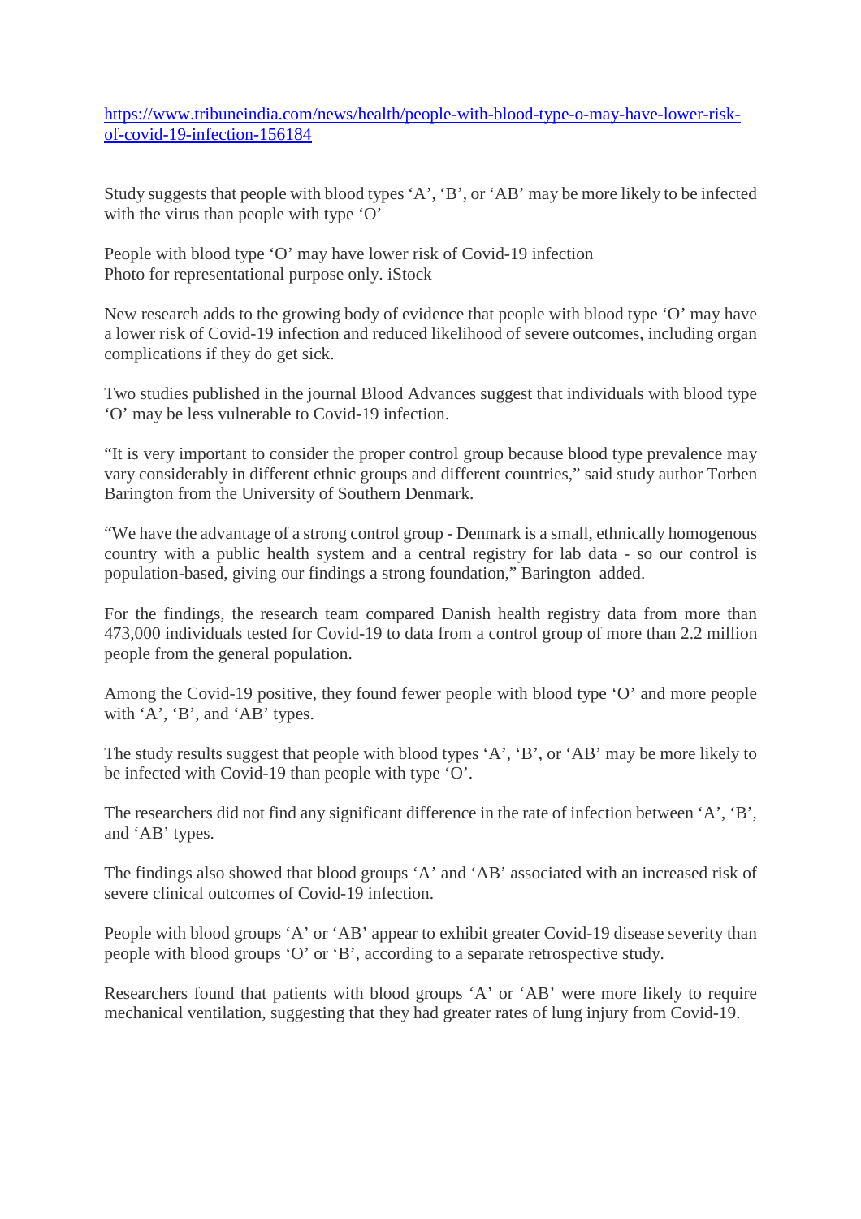[https://www.tribuneindia.com/news/health/people-with-blood-type-o-may-have-lower-risk-of-covid-19-infection-156184](https://www.tribuneindia.com/news/health/people-with-blood-type-o-may-have-lower-risk-of-covid-19-infection-156184)

Study suggests that people with blood types ‘A’, ‘B’, or ‘AB’ may be more likely to be infected with the virus than people with type ‘O’

People with blood type ‘O’ may have lower risk of Covid-19 infection
Photo for representational purpose only. iStock

New research adds to the growing body of evidence that people with blood type ‘O’ may have a lower risk of Covid-19 infection and reduced likelihood of severe outcomes, including organ complications if they do get sick.

Two studies published in the journal Blood Advances suggest that individuals with blood type ‘O’ may be less vulnerable to Covid-19 infection.

“It is very important to consider the proper control group because blood type prevalence may vary considerably in different ethnic groups and different countries,” said study author Torben Barington from the University of Southern Denmark.

“We have the advantage of a strong control group - Denmark is a small, ethnically homogenous country with a public health system and a central registry for lab data - so our control is population-based, giving our findings a strong foundation,” Barington added.

For the findings, the research team compared Danish health registry data from more than 473,000 individuals tested for Covid-19 to data from a control group of more than 2.2 million people from the general population.

Among the Covid-19 positive, they found fewer people with blood type ‘O’ and more people with ‘A’, ‘B’, and ‘AB’ types.

The study results suggest that people with blood types ‘A’, ‘B’, or ‘AB’ may be more likely to be infected with Covid-19 than people with type ‘O’.

The researchers did not find any significant difference in the rate of infection between ‘A’, ‘B’, and ‘AB’ types.

The findings also showed that blood groups ‘A’ and ‘AB’ associated with an increased risk of severe clinical outcomes of Covid-19 infection.

People with blood groups ‘A’ or ‘AB’ appear to exhibit greater Covid-19 disease severity than people with blood groups ‘O’ or ‘B’, according to a separate retrospective study.

Researchers found that patients with blood groups ‘A’ or ‘AB’ were more likely to require mechanical ventilation, suggesting that they had greater rates of lung injury from Covid-19.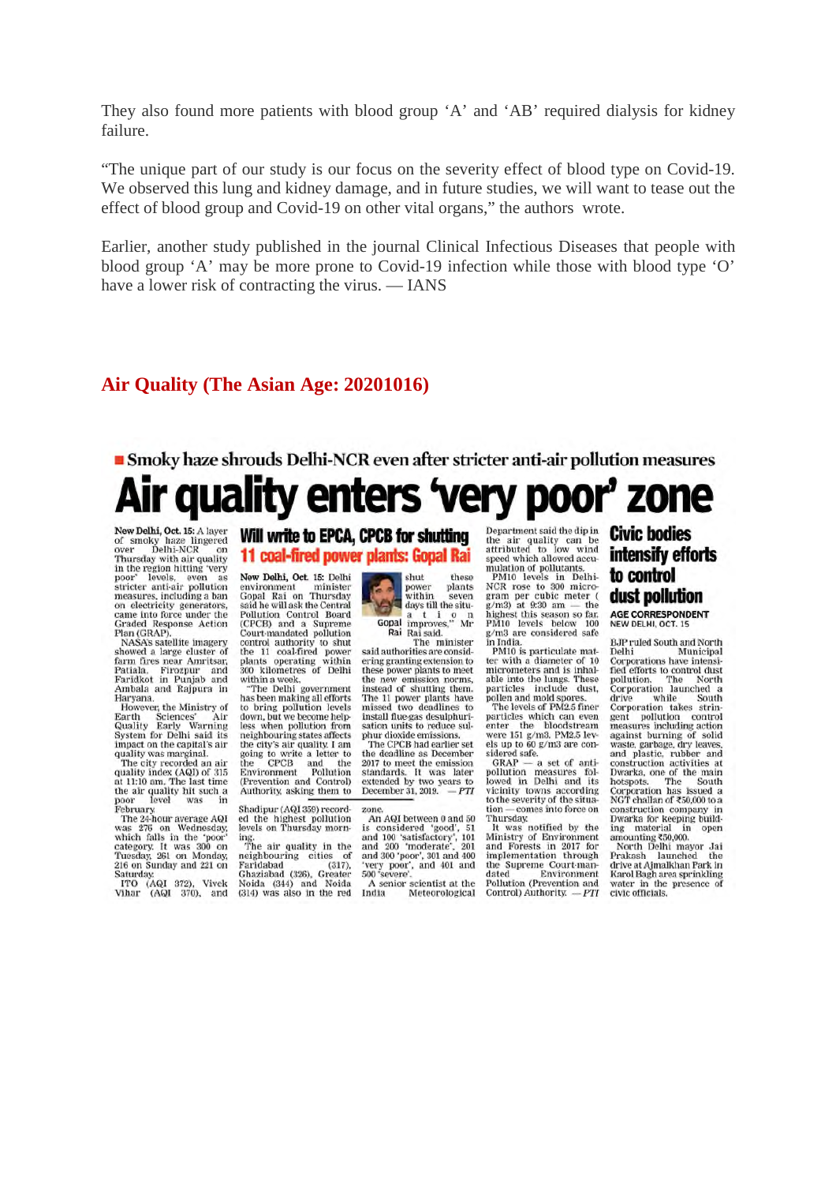They also found more patients with blood group ‘A’ and ‘AB’ required dialysis for kidney failure.

“The unique part of our study is our focus on the severity effect of blood type on Covid-19. We observed this lung and kidney damage, and in future studies, we will want to tease out the effect of blood group and Covid-19 on other vital organs,” the authors wrote.

Earlier, another study published in the journal Clinical Infectious Diseases that people with blood group ‘A’ may be more prone to Covid-19 infection while those with blood type ‘O’ have a lower risk of contracting the virus. — IANS

## Air Quality (The Asian Age: 20201016)

**Smoky haze shrouds Delhi-NCR even after stricter anti-air pollution measures**

# Air quality enters ‘very poor’ zone

**New Delhi, Oct. 15:** A layer of smoky haze lingered over Delhi-NCR on Thursday with air quality in the region hitting ‘very poor’ levels, even as stricter anti-air pollution measures, including a ban on electricity generators, came into force under the Graded Response Action Plan (GRAP).

NASA's satellite imagery showed a large cluster of farm fires near Amritsar, Patiala, Firozpur and Faridkot in Punjab and Ambala and Rajpura in Haryana.

However, the Ministry of Earth Sciences' Air Quality Early Warning System for Delhi said its impact on the capital's air quality was marginal.

The city recorded an air quality index (AQI) of 315 at 11:10 am. The last time the air quality hit such a poor level was in February.

The 24-hour average AQI was 276 on Wednesday, which falls in the ‘poor’ category. It was 300 on Tuesday, 261 on Monday, 216 on Sunday and 221 on Saturday.

ITO (AQI 372), Vivek Vihar (AQI 370), and Shadipur (AQI 358) recorded the highest pollution levels on Thursday morning.

The air quality in the neighbouring cities of Faridabad (317), Ghaziabad (326), Greater Noida (344) and Noida (314) was also in the red zone.

An AQI between 0 and 50 is considered ‘good’, 51 and 100 ‘satisfactory’, 101 and 200 ‘moderate’, 201 and 300 ‘poor’, 301 and 400 ‘very poor’, and 401 and 500 ‘severe’.

A senior scientist at the India Meteorological Department said the dip in the air quality can be attributed to low wind speed which allowed accumulation of pollutants.

PM10 levels in Delhi-NCR rose to 300 micrograms per cubic meter (g/m3) at 9:30 am — the highest this season so far. PM10 levels below 100 g/m3 are considered safe in India.

PM10 is particulate matter with a diameter of 10 micrometers and is inhalable into the lungs. These particles include dust, pollen and mold spores.

The levels of PM2.5 finer particles which can even enter the bloodstream were 151 g/m3. PM2.5 levels up to 60 g/m3 are considered safe.

GRAP — a set of anti-pollution measures followed in Delhi and its vicinity towns according to the severity of the situation — comes into force on Thursday.

It was notified by the Ministry of Environment and Forests in 2017 for implementation through the Supreme Court-mandated Environment Pollution (Prevention and Control) Authority. — *PTI*

## Will write to EPCA, CPCB for shutting 11 coal-fired power plants: Gopal Rai

**New Delhi, Oct. 15:** Delhi environment minister Gopal Rai on Thursday said he will ask the Central Pollution Control Board (CPCB) and a Supreme Court-mandated pollution control authority to shut the 11 coal-fired power plants operating within 300 kilometres of Delhi within a week.

“The Delhi government has been making all efforts to bring pollution levels down, but we become helpless when pollution from neighbouring states affects the city's air quality. I am going to write a letter to the CPCB and the Environment Pollution (Prevention and Control) Authority, asking them to shut these power plants within seven days till the situation improves,” Mr Rai said.

Gopal Rai

The minister said authorities are considering granting extension to these power plants to meet the new emission norms, instead of shutting them. The 11 power plants have missed two deadlines to install flue-gas desulphurisation units to reduce sulphur dioxide emissions.

The CPCB had earlier set the deadline as December 2017 to meet the emission standards. It was later extended by two years to December 31, 2019. — *PTI*

## Civic bodies intensify efforts to control dust pollution

**AGE CORRESPONDENT**
NEW DELHI, OCT. 15

BJP ruled South and North Delhi Municipal Corporations have intensified efforts to control dust pollution. The North Corporation launched a drive while South Corporation takes stringent pollution control measures including action against burning of solid waste, garbage, dry leaves, and plastic, rubber and construction activities at Dwarka, one of the main hotspots. The South Corporation has issued a NGT challan of ₹50,000 to a construction company in Dwarka for keeping building material in open amounting ₹50,000.

North Delhi mayor Jai Prakash launched the drive at Ajmalkhan Park in Karol Bagh area sprinkling water in the presence of civic officials.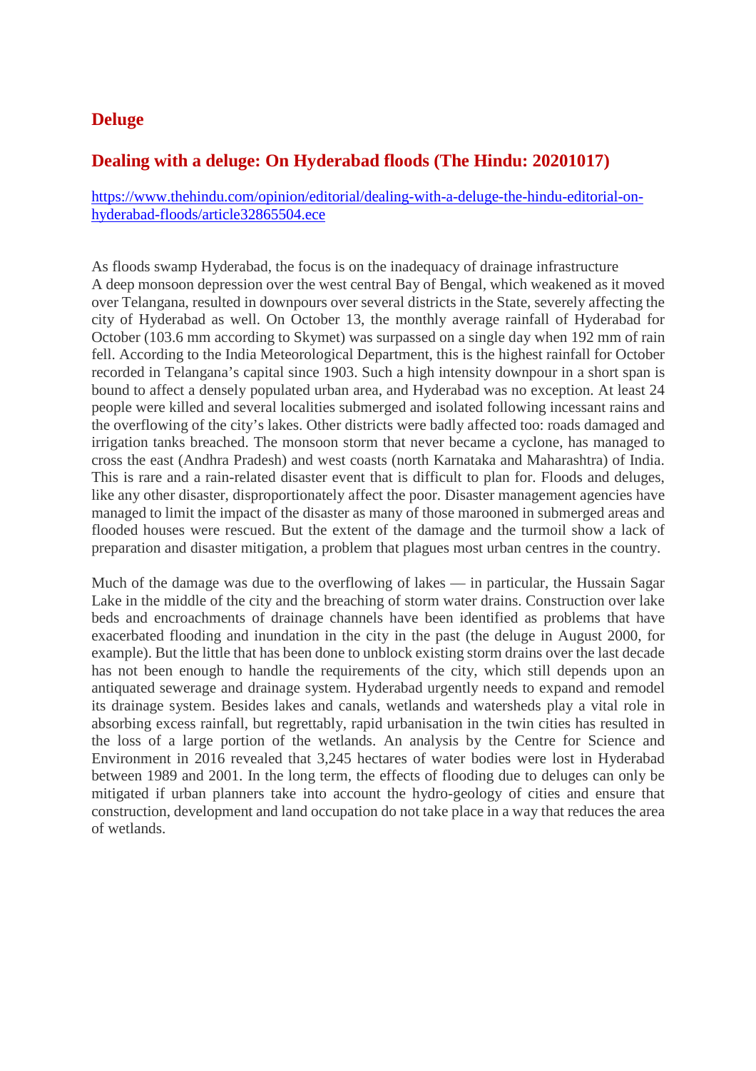## Deluge

### Dealing with a deluge: On Hyderabad floods (The Hindu: 20201017)

https://www.thehindu.com/opinion/editorial/dealing-with-a-deluge-the-hindu-editorial-on-hyderabad-floods/article32865504.ece

As floods swamp Hyderabad, the focus is on the inadequacy of drainage infrastructure
A deep monsoon depression over the west central Bay of Bengal, which weakened as it moved over Telangana, resulted in downpours over several districts in the State, severely affecting the city of Hyderabad as well. On October 13, the monthly average rainfall of Hyderabad for October (103.6 mm according to Skymet) was surpassed on a single day when 192 mm of rain fell. According to the India Meteorological Department, this is the highest rainfall for October recorded in Telangana's capital since 1903. Such a high intensity downpour in a short span is bound to affect a densely populated urban area, and Hyderabad was no exception. At least 24 people were killed and several localities submerged and isolated following incessant rains and the overflowing of the city's lakes. Other districts were badly affected too: roads damaged and irrigation tanks breached. The monsoon storm that never became a cyclone, has managed to cross the east (Andhra Pradesh) and west coasts (north Karnataka and Maharashtra) of India. This is rare and a rain-related disaster event that is difficult to plan for. Floods and deluges, like any other disaster, disproportionately affect the poor. Disaster management agencies have managed to limit the impact of the disaster as many of those marooned in submerged areas and flooded houses were rescued. But the extent of the damage and the turmoil show a lack of preparation and disaster mitigation, a problem that plagues most urban centres in the country.

Much of the damage was due to the overflowing of lakes — in particular, the Hussain Sagar Lake in the middle of the city and the breaching of storm water drains. Construction over lake beds and encroachments of drainage channels have been identified as problems that have exacerbated flooding and inundation in the city in the past (the deluge in August 2000, for example). But the little that has been done to unblock existing storm drains over the last decade has not been enough to handle the requirements of the city, which still depends upon an antiquated sewerage and drainage system. Hyderabad urgently needs to expand and remodel its drainage system. Besides lakes and canals, wetlands and watersheds play a vital role in absorbing excess rainfall, but regrettably, rapid urbanisation in the twin cities has resulted in the loss of a large portion of the wetlands. An analysis by the Centre for Science and Environment in 2016 revealed that 3,245 hectares of water bodies were lost in Hyderabad between 1989 and 2001. In the long term, the effects of flooding due to deluges can only be mitigated if urban planners take into account the hydro-geology of cities and ensure that construction, development and land occupation do not take place in a way that reduces the area of wetlands.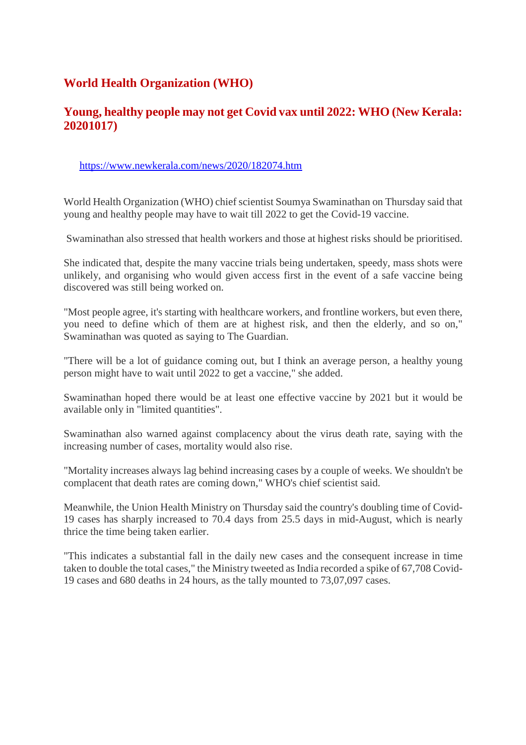## World Health Organization (WHO)

## Young, healthy people may not get Covid vax until 2022: WHO (New Kerala: 20201017)

https://www.newkerala.com/news/2020/182074.htm

World Health Organization (WHO) chief scientist Soumya Swaminathan on Thursday said that young and healthy people may have to wait till 2022 to get the Covid-19 vaccine.

Swaminathan also stressed that health workers and those at highest risks should be prioritised.

She indicated that, despite the many vaccine trials being undertaken, speedy, mass shots were unlikely, and organising who would given access first in the event of a safe vaccine being discovered was still being worked on.

"Most people agree, it's starting with healthcare workers, and frontline workers, but even there, you need to define which of them are at highest risk, and then the elderly, and so on," Swaminathan was quoted as saying to The Guardian.

"There will be a lot of guidance coming out, but I think an average person, a healthy young person might have to wait until 2022 to get a vaccine," she added.

Swaminathan hoped there would be at least one effective vaccine by 2021 but it would be available only in "limited quantities".

Swaminathan also warned against complacency about the virus death rate, saying with the increasing number of cases, mortality would also rise.

"Mortality increases always lag behind increasing cases by a couple of weeks. We shouldn't be complacent that death rates are coming down," WHO's chief scientist said.

Meanwhile, the Union Health Ministry on Thursday said the country's doubling time of Covid-19 cases has sharply increased to 70.4 days from 25.5 days in mid-August, which is nearly thrice the time being taken earlier.

"This indicates a substantial fall in the daily new cases and the consequent increase in time taken to double the total cases," the Ministry tweeted as India recorded a spike of 67,708 Covid-19 cases and 680 deaths in 24 hours, as the tally mounted to 73,07,097 cases.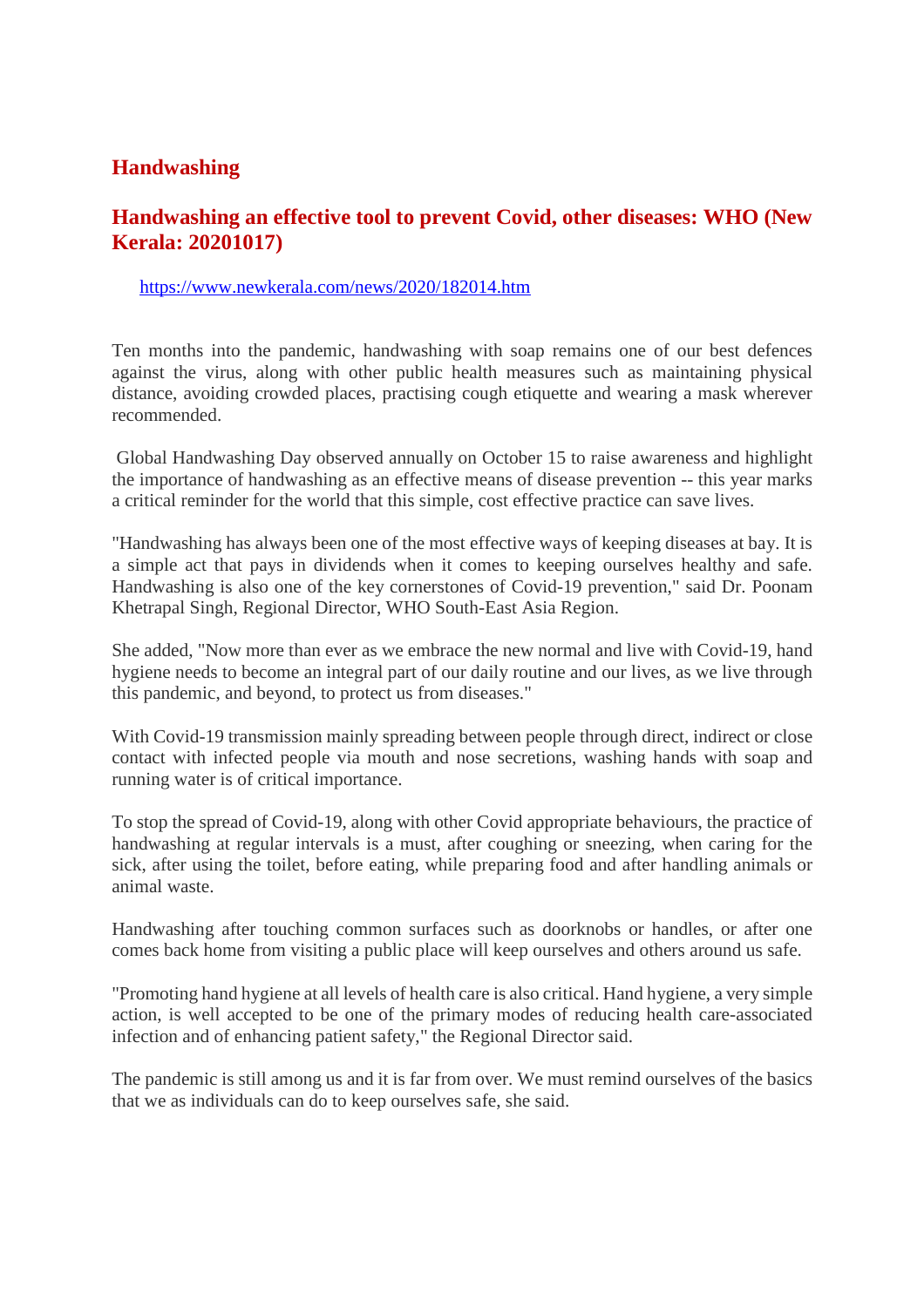## Handwashing

## Handwashing an effective tool to prevent Covid, other diseases: WHO (New Kerala: 20201017)

https://www.newkerala.com/news/2020/182014.htm

Ten months into the pandemic, handwashing with soap remains one of our best defences against the virus, along with other public health measures such as maintaining physical distance, avoiding crowded places, practising cough etiquette and wearing a mask wherever recommended.

Global Handwashing Day observed annually on October 15 to raise awareness and highlight the importance of handwashing as an effective means of disease prevention -- this year marks a critical reminder for the world that this simple, cost effective practice can save lives.

"Handwashing has always been one of the most effective ways of keeping diseases at bay. It is a simple act that pays in dividends when it comes to keeping ourselves healthy and safe. Handwashing is also one of the key cornerstones of Covid-19 prevention," said Dr. Poonam Khetrapal Singh, Regional Director, WHO South-East Asia Region.

She added, "Now more than ever as we embrace the new normal and live with Covid-19, hand hygiene needs to become an integral part of our daily routine and our lives, as we live through this pandemic, and beyond, to protect us from diseases."

With Covid-19 transmission mainly spreading between people through direct, indirect or close contact with infected people via mouth and nose secretions, washing hands with soap and running water is of critical importance.

To stop the spread of Covid-19, along with other Covid appropriate behaviours, the practice of handwashing at regular intervals is a must, after coughing or sneezing, when caring for the sick, after using the toilet, before eating, while preparing food and after handling animals or animal waste.

Handwashing after touching common surfaces such as doorknobs or handles, or after one comes back home from visiting a public place will keep ourselves and others around us safe.

"Promoting hand hygiene at all levels of health care is also critical. Hand hygiene, a very simple action, is well accepted to be one of the primary modes of reducing health care-associated infection and of enhancing patient safety," the Regional Director said.

The pandemic is still among us and it is far from over. We must remind ourselves of the basics that we as individuals can do to keep ourselves safe, she said.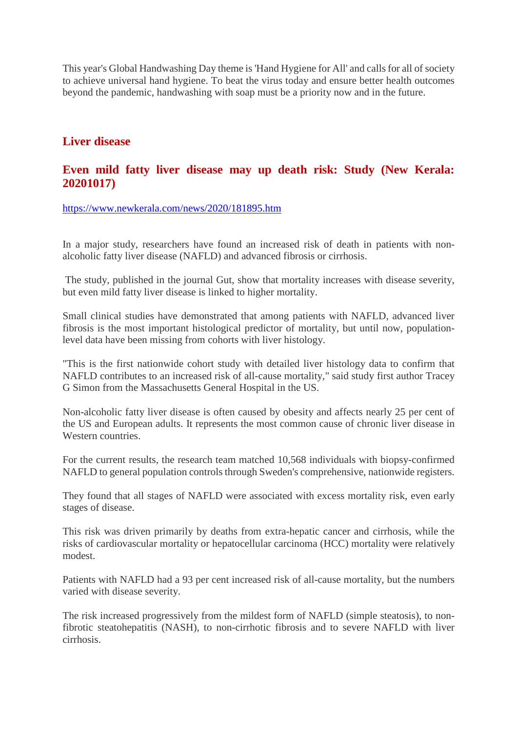This year's Global Handwashing Day theme is 'Hand Hygiene for All' and calls for all of society to achieve universal hand hygiene. To beat the virus today and ensure better health outcomes beyond the pandemic, handwashing with soap must be a priority now and in the future.

## Liver disease

### Even mild fatty liver disease may up death risk: Study (New Kerala: 20201017)

https://www.newkerala.com/news/2020/181895.htm

In a major study, researchers have found an increased risk of death in patients with non-alcoholic fatty liver disease (NAFLD) and advanced fibrosis or cirrhosis.

The study, published in the journal Gut, show that mortality increases with disease severity, but even mild fatty liver disease is linked to higher mortality.

Small clinical studies have demonstrated that among patients with NAFLD, advanced liver fibrosis is the most important histological predictor of mortality, but until now, population-level data have been missing from cohorts with liver histology.

"This is the first nationwide cohort study with detailed liver histology data to confirm that NAFLD contributes to an increased risk of all-cause mortality," said study first author Tracey G Simon from the Massachusetts General Hospital in the US.

Non-alcoholic fatty liver disease is often caused by obesity and affects nearly 25 per cent of the US and European adults. It represents the most common cause of chronic liver disease in Western countries.

For the current results, the research team matched 10,568 individuals with biopsy-confirmed NAFLD to general population controls through Sweden's comprehensive, nationwide registers.

They found that all stages of NAFLD were associated with excess mortality risk, even early stages of disease.

This risk was driven primarily by deaths from extra-hepatic cancer and cirrhosis, while the risks of cardiovascular mortality or hepatocellular carcinoma (HCC) mortality were relatively modest.

Patients with NAFLD had a 93 per cent increased risk of all-cause mortality, but the numbers varied with disease severity.

The risk increased progressively from the mildest form of NAFLD (simple steatosis), to non-fibrotic steatohepatitis (NASH), to non-cirrhotic fibrosis and to severe NAFLD with liver cirrhosis.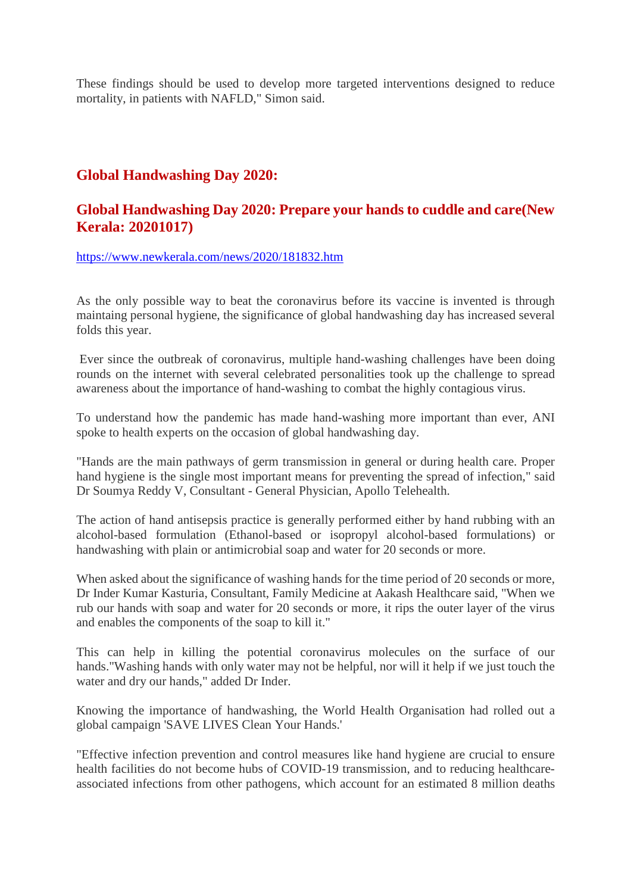These findings should be used to develop more targeted interventions designed to reduce mortality, in patients with NAFLD," Simon said.

## Global Handwashing Day 2020:

## Global Handwashing Day 2020: Prepare your hands to cuddle and care(New Kerala: 20201017)

https://www.newkerala.com/news/2020/181832.htm

As the only possible way to beat the coronavirus before its vaccine is invented is through maintaing personal hygiene, the significance of global handwashing day has increased several folds this year.

Ever since the outbreak of coronavirus, multiple hand-washing challenges have been doing rounds on the internet with several celebrated personalities took up the challenge to spread awareness about the importance of hand-washing to combat the highly contagious virus.

To understand how the pandemic has made hand-washing more important than ever, ANI spoke to health experts on the occasion of global handwashing day.

"Hands are the main pathways of germ transmission in general or during health care. Proper hand hygiene is the single most important means for preventing the spread of infection," said Dr Soumya Reddy V, Consultant - General Physician, Apollo Telehealth.

The action of hand antisepsis practice is generally performed either by hand rubbing with an alcohol-based formulation (Ethanol-based or isopropyl alcohol-based formulations) or handwashing with plain or antimicrobial soap and water for 20 seconds or more.

When asked about the significance of washing hands for the time period of 20 seconds or more, Dr Inder Kumar Kasturia, Consultant, Family Medicine at Aakash Healthcare said, "When we rub our hands with soap and water for 20 seconds or more, it rips the outer layer of the virus and enables the components of the soap to kill it."

This can help in killing the potential coronavirus molecules on the surface of our hands."Washing hands with only water may not be helpful, nor will it help if we just touch the water and dry our hands," added Dr Inder.

Knowing the importance of handwashing, the World Health Organisation had rolled out a global campaign 'SAVE LIVES Clean Your Hands.'

"Effective infection prevention and control measures like hand hygiene are crucial to ensure health facilities do not become hubs of COVID-19 transmission, and to reducing healthcare-associated infections from other pathogens, which account for an estimated 8 million deaths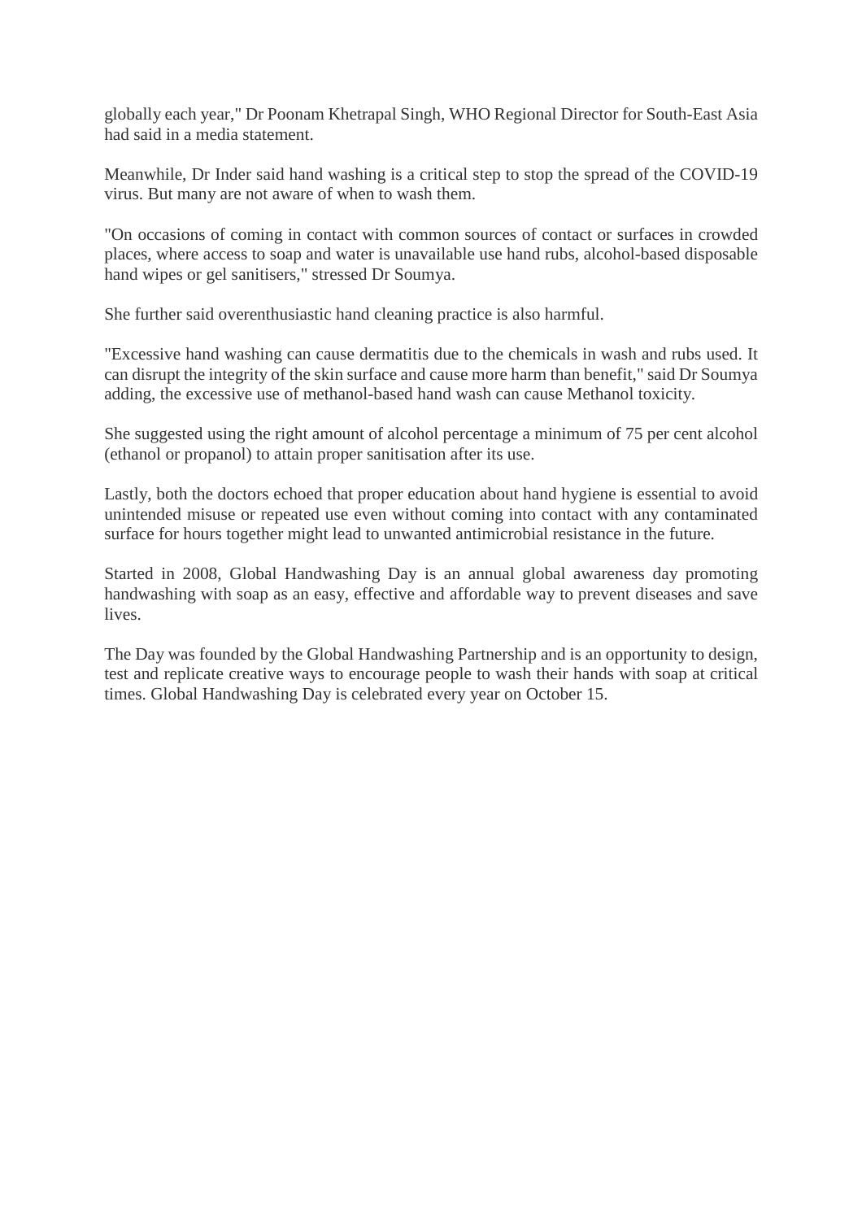globally each year," Dr Poonam Khetrapal Singh, WHO Regional Director for South-East Asia had said in a media statement.

Meanwhile, Dr Inder said hand washing is a critical step to stop the spread of the COVID-19 virus. But many are not aware of when to wash them.

"On occasions of coming in contact with common sources of contact or surfaces in crowded places, where access to soap and water is unavailable use hand rubs, alcohol-based disposable hand wipes or gel sanitisers," stressed Dr Soumya.

She further said overenthusiastic hand cleaning practice is also harmful.

"Excessive hand washing can cause dermatitis due to the chemicals in wash and rubs used. It can disrupt the integrity of the skin surface and cause more harm than benefit," said Dr Soumya adding, the excessive use of methanol-based hand wash can cause Methanol toxicity.

She suggested using the right amount of alcohol percentage a minimum of 75 per cent alcohol (ethanol or propanol) to attain proper sanitisation after its use.

Lastly, both the doctors echoed that proper education about hand hygiene is essential to avoid unintended misuse or repeated use even without coming into contact with any contaminated surface for hours together might lead to unwanted antimicrobial resistance in the future.

Started in 2008, Global Handwashing Day is an annual global awareness day promoting handwashing with soap as an easy, effective and affordable way to prevent diseases and save lives.

The Day was founded by the Global Handwashing Partnership and is an opportunity to design, test and replicate creative ways to encourage people to wash their hands with soap at critical times. Global Handwashing Day is celebrated every year on October 15.